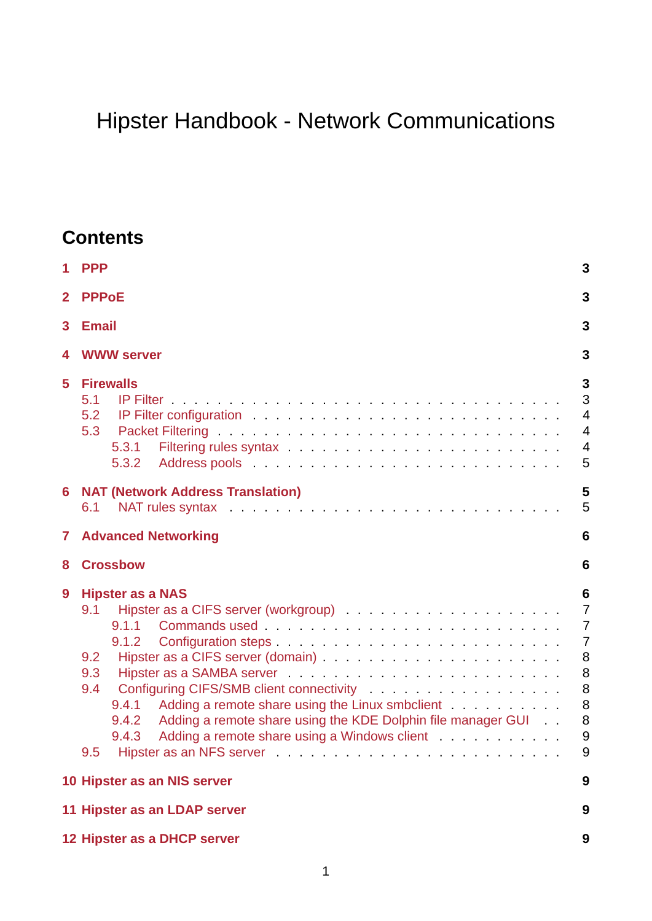# Hipster Handbook - Network Communications

## Contents

- **1 PPP** — 3
- **2 PPPoE** — 3
- **3 Email** — 3
- **4 WWW server** — 3
- **5 Firewalls** — 3
  - 5.1 IP Filter — 3
  - 5.2 IP Filter configuration — 4
  - 5.3 Packet Filtering — 4
    - 5.3.1 Filtering rules syntax — 4
    - 5.3.2 Address pools — 5
- **6 NAT (Network Address Translation)** — 5
  - 6.1 NAT rules syntax — 5
- **7 Advanced Networking** — 6
- **8 Crossbow** — 6
- **9 Hipster as a NAS** — 6
  - 9.1 Hipster as a CIFS server (workgroup) — 7
    - 9.1.1 Commands used — 7
    - 9.1.2 Configuration steps — 7
  - 9.2 Hipster as a CIFS server (domain) — 8
  - 9.3 Hipster as a SAMBA server — 8
  - 9.4 Configuring CIFS/SMB client connectivity — 8
    - 9.4.1 Adding a remote share using the Linux smbclient — 8
    - 9.4.2 Adding a remote share using the KDE Dolphin file manager GUI — 8
    - 9.4.3 Adding a remote share using a Windows client — 9
  - 9.5 Hipster as an NFS server — 9
- **10 Hipster as an NIS server** — 9
- **11 Hipster as an LDAP server** — 9
- **12 Hipster as a DHCP server** — 9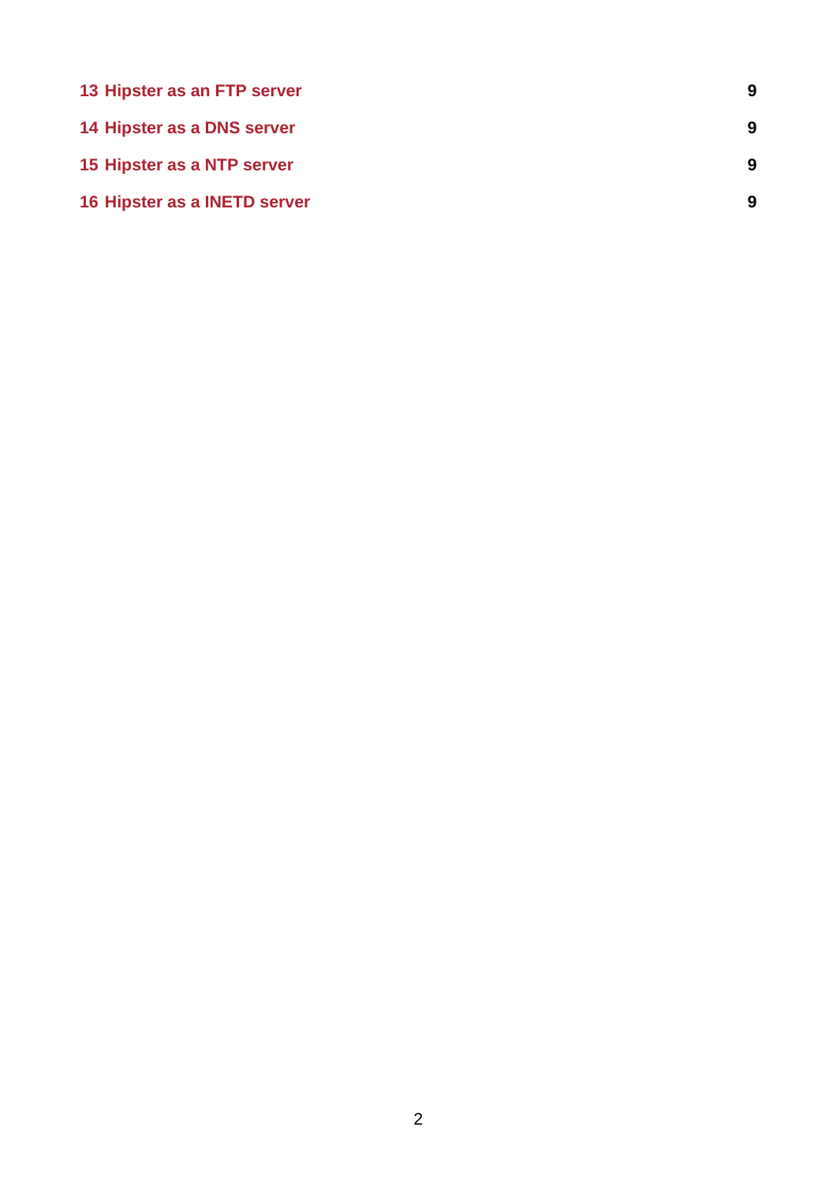| | |
|---|---|
| **13 Hipster as an FTP server** | **9** |
| **14 Hipster as a DNS server** | **9** |
| **15 Hipster as a NTP server** | **9** |
| **16 Hipster as a INETD server** | **9** |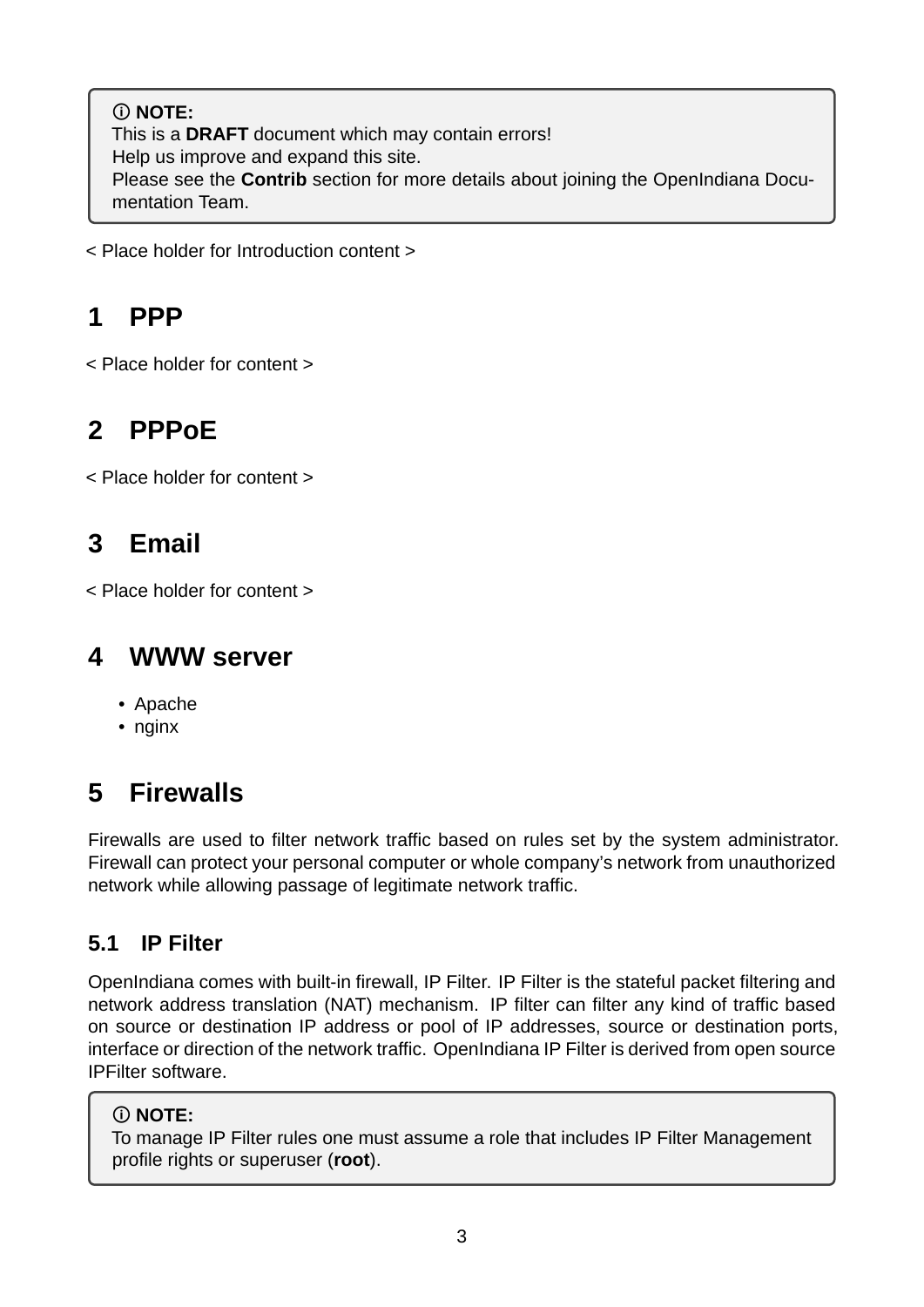> ⓘ **NOTE:**
> This is a **DRAFT** document which may contain errors!
> Help us improve and expand this site.
> Please see the **Contrib** section for more details about joining the OpenIndiana Documentation Team.

< Place holder for Introduction content >

# 1 PPP

< Place holder for content >

# 2 PPPoE

< Place holder for content >

# 3 Email

< Place holder for content >

# 4 WWW server

- Apache
- nginx

# 5 Firewalls

Firewalls are used to filter network traffic based on rules set by the system administrator. Firewall can protect your personal computer or whole company's network from unauthorized network while allowing passage of legitimate network traffic.

## 5.1 IP Filter

OpenIndiana comes with built-in firewall, IP Filter. IP Filter is the stateful packet filtering and network address translation (NAT) mechanism. IP filter can filter any kind of traffic based on source or destination IP address or pool of IP addresses, source or destination ports, interface or direction of the network traffic. OpenIndiana IP Filter is derived from open source IPFilter software.

> ⓘ **NOTE:**
> To manage IP Filter rules one must assume a role that includes IP Filter Management profile rights or superuser (**root**).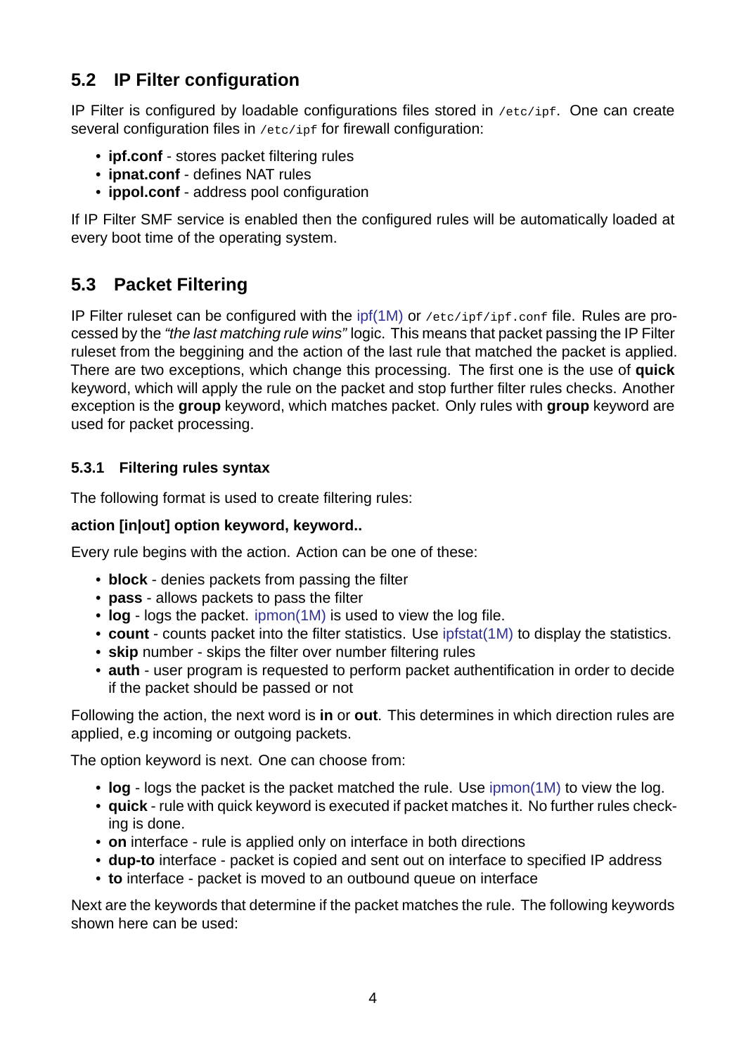## 5.2 IP Filter configuration

IP Filter is configured by loadable configurations files stored in `/etc/ipf`. One can create several configuration files in `/etc/ipf` for firewall configuration:

- **ipf.conf** - stores packet filtering rules
- **ipnat.conf** - defines NAT rules
- **ippol.conf** - address pool configuration

If IP Filter SMF service is enabled then the configured rules will be automatically loaded at every boot time of the operating system.

## 5.3 Packet Filtering

IP Filter ruleset can be configured with the ipf(1M) or `/etc/ipf/ipf.conf` file. Rules are processed by the *"the last matching rule wins"* logic. This means that packet passing the IP Filter ruleset from the beggining and the action of the last rule that matched the packet is applied. There are two exceptions, which change this processing. The first one is the use of **quick** keyword, which will apply the rule on the packet and stop further filter rules checks. Another exception is the **group** keyword, which matches packet. Only rules with **group** keyword are used for packet processing.

### 5.3.1 Filtering rules syntax

The following format is used to create filtering rules:

**action [in|out] option keyword, keyword..**

Every rule begins with the action. Action can be one of these:

- **block** - denies packets from passing the filter
- **pass** - allows packets to pass the filter
- **log** - logs the packet. ipmon(1M) is used to view the log file.
- **count** - counts packet into the filter statistics. Use ipfstat(1M) to display the statistics.
- **skip** number - skips the filter over number filtering rules
- **auth** - user program is requested to perform packet authentification in order to decide if the packet should be passed or not

Following the action, the next word is **in** or **out**. This determines in which direction rules are applied, e.g incoming or outgoing packets.

The option keyword is next. One can choose from:

- **log** - logs the packet is the packet matched the rule. Use ipmon(1M) to view the log.
- **quick** - rule with quick keyword is executed if packet matches it. No further rules checking is done.
- **on** interface - rule is applied only on interface in both directions
- **dup-to** interface - packet is copied and sent out on interface to specified IP address
- **to** interface - packet is moved to an outbound queue on interface

Next are the keywords that determine if the packet matches the rule. The following keywords shown here can be used: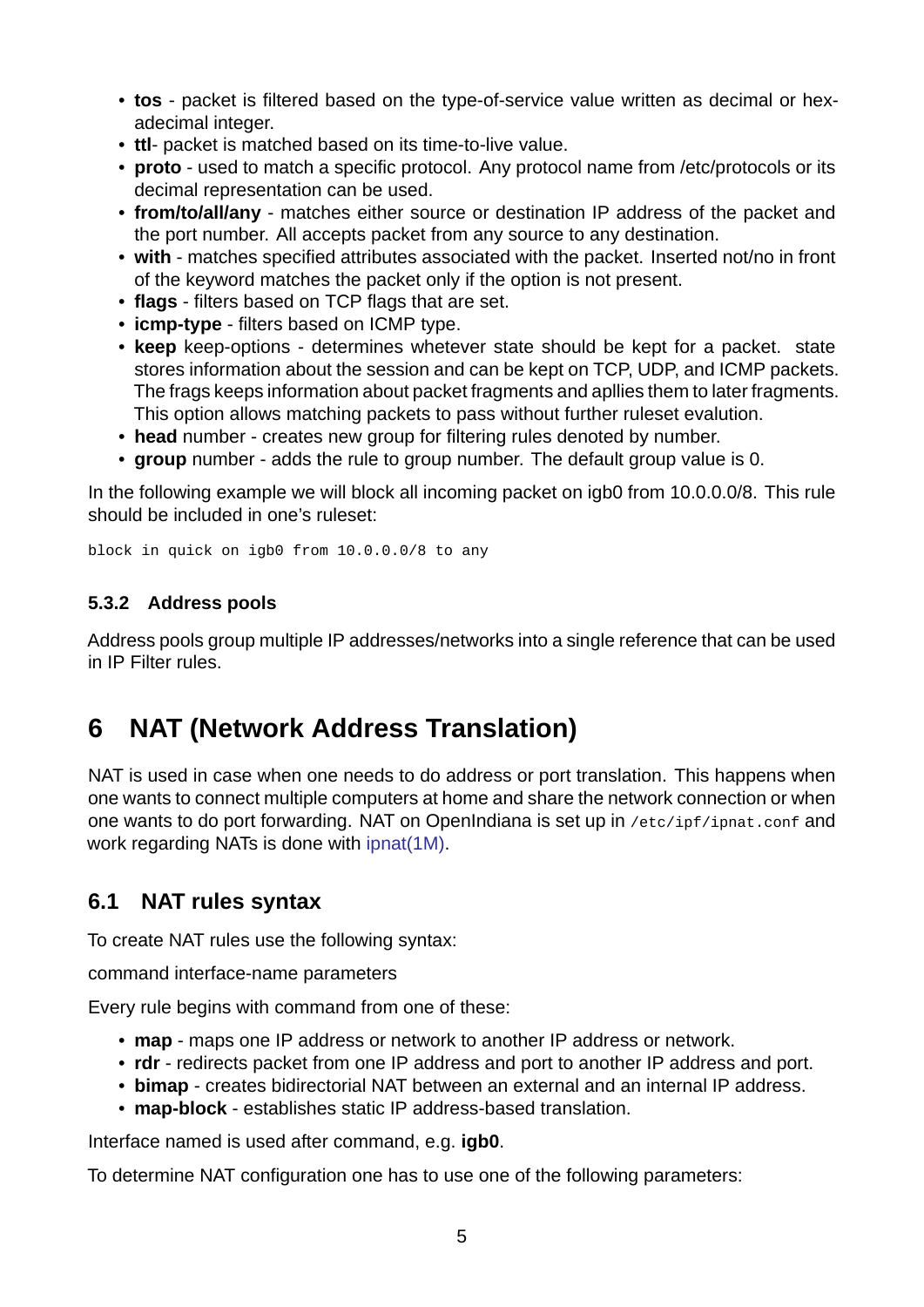- **tos** - packet is filtered based on the type-of-service value written as decimal or hexadecimal integer.
- **ttl**- packet is matched based on its time-to-live value.
- **proto** - used to match a specific protocol. Any protocol name from /etc/protocols or its decimal representation can be used.
- **from/to/all/any** - matches either source or destination IP address of the packet and the port number. All accepts packet from any source to any destination.
- **with** - matches specified attributes associated with the packet. Inserted not/no in front of the keyword matches the packet only if the option is not present.
- **flags** - filters based on TCP flags that are set.
- **icmp-type** - filters based on ICMP type.
- **keep** keep-options - determines whever state should be kept for a packet. state stores information about the session and can be kept on TCP, UDP, and ICMP packets. The frags keeps information about packet fragments and apllies them to later fragments. This option allows matching packets to pass without further ruleset evalution.
- **head** number - creates new group for filtering rules denoted by number.
- **group** number - adds the rule to group number. The default group value is 0.

In the following example we will block all incoming packet on igb0 from 10.0.0.0/8. This rule should be included in one's ruleset:

```
block in quick on igb0 from 10.0.0.0/8 to any
```

### 5.3.2 Address pools

Address pools group multiple IP addresses/networks into a single reference that can be used in IP Filter rules.

# 6 NAT (Network Address Translation)

NAT is used in case when one needs to do address or port translation. This happens when one wants to connect multiple computers at home and share the network connection or when one wants to do port forwarding. NAT on OpenIndiana is set up in `/etc/ipf/ipnat.conf` and work regarding NATs is done with ipnat(1M).

## 6.1 NAT rules syntax

To create NAT rules use the following syntax:

command interface-name parameters

Every rule begins with command from one of these:

- **map** - maps one IP address or network to another IP address or network.
- **rdr** - redirects packet from one IP address and port to another IP address and port.
- **bimap** - creates bidirectorial NAT between an external and an internal IP address.
- **map-block** - establishes static IP address-based translation.

Interface named is used after command, e.g. **igb0**.

To determine NAT configuration one has to use one of the following parameters: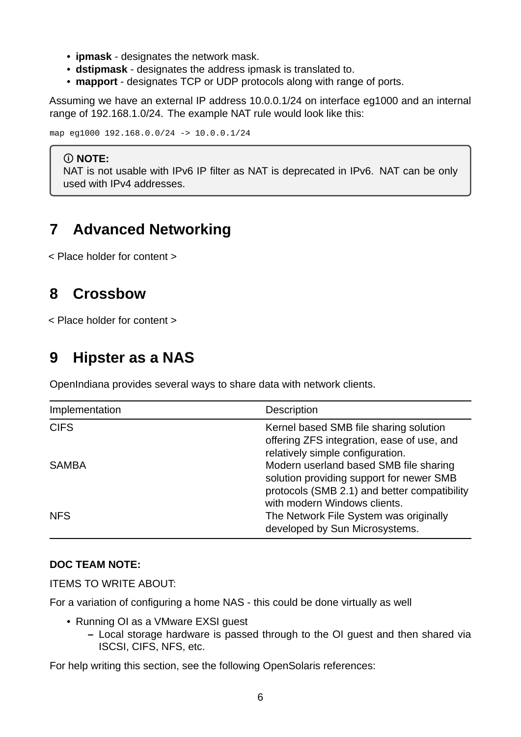- **ipmask** - designates the network mask.
- **dstipmask** - designates the address ipmask is translated to.
- **mapport** - designates TCP or UDP protocols along with range of ports.

Assuming we have an external IP address 10.0.0.1/24 on interface eg1000 and an internal range of 192.168.1.0/24. The example NAT rule would look like this:

```
map eg1000 192.168.0.0/24 -> 10.0.0.1/24
```

> ⓘ **NOTE:**
> NAT is not usable with IPv6 IP filter as NAT is deprecated in IPv6. NAT can be only used with IPv4 addresses.

# 7 Advanced Networking

< Place holder for content >

# 8 Crossbow

< Place holder for content >

# 9 Hipster as a NAS

OpenIndiana provides several ways to share data with network clients.

| Implementation | Description |
|---|---|
| CIFS | Kernel based SMB file sharing solution offering ZFS integration, ease of use, and relatively simple configuration. |
| SAMBA | Modern userland based SMB file sharing solution providing support for newer SMB protocols (SMB 2.1) and better compatibility with modern Windows clients. |
| NFS | The Network File System was originally developed by Sun Microsystems. |

**DOC TEAM NOTE:**

ITEMS TO WRITE ABOUT:

For a variation of configuring a home NAS - this could be done virtually as well

- Running OI as a VMware EXSI guest
  - Local storage hardware is passed through to the OI guest and then shared via ISCSI, CIFS, NFS, etc.

For help writing this section, see the following OpenSolaris references: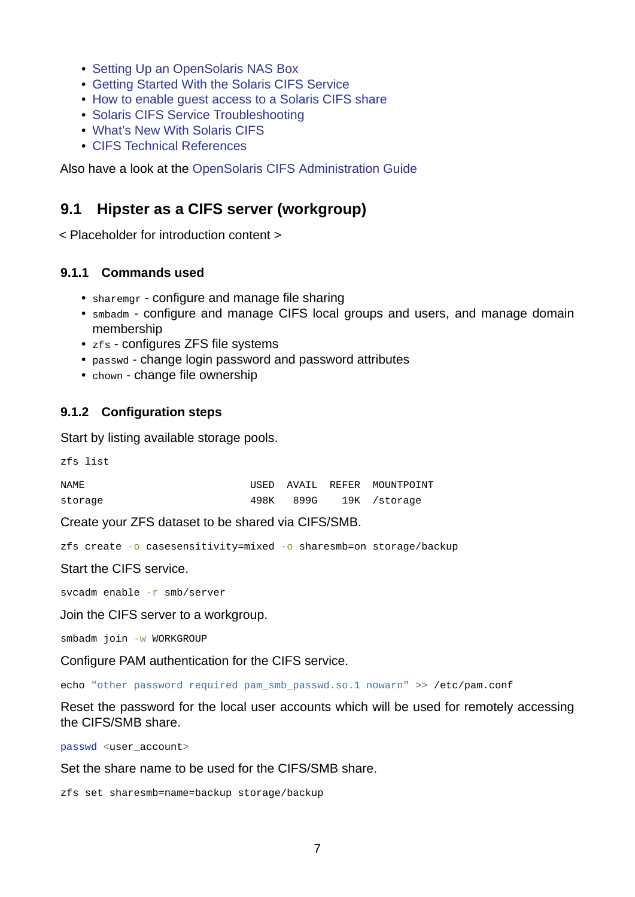- Setting Up an OpenSolaris NAS Box
- Getting Started With the Solaris CIFS Service
- How to enable guest access to a Solaris CIFS share
- Solaris CIFS Service Troubleshooting
- What's New With Solaris CIFS
- CIFS Technical References

Also have a look at the OpenSolaris CIFS Administration Guide

## 9.1 Hipster as a CIFS server (workgroup)

< Placeholder for introduction content >

### 9.1.1 Commands used

- `sharemgr` - configure and manage file sharing
- `smbadm` - configure and manage CIFS local groups and users, and manage domain membership
- `zfs` - configures ZFS file systems
- `passwd` - change login password and password attributes
- `chown` - change file ownership

### 9.1.2 Configuration steps

Start by listing available storage pools.

```
zfs list
```

```
NAME                           USED  AVAIL  REFER  MOUNTPOINT
storage                        498K   899G    19K  /storage
```

Create your ZFS dataset to be shared via CIFS/SMB.

```
zfs create -o casesensitivity=mixed -o sharesmb=on storage/backup
```

Start the CIFS service.

```
svcadm enable -r smb/server
```

Join the CIFS server to a workgroup.

```
smbadm join -w WORKGROUP
```

Configure PAM authentication for the CIFS service.

```
echo "other password required pam_smb_passwd.so.1 nowarn" >> /etc/pam.conf
```

Reset the password for the local user accounts which will be used for remotely accessing the CIFS/SMB share.

```
passwd <user_account>
```

Set the share name to be used for the CIFS/SMB share.

```
zfs set sharesmb=name=backup storage/backup
```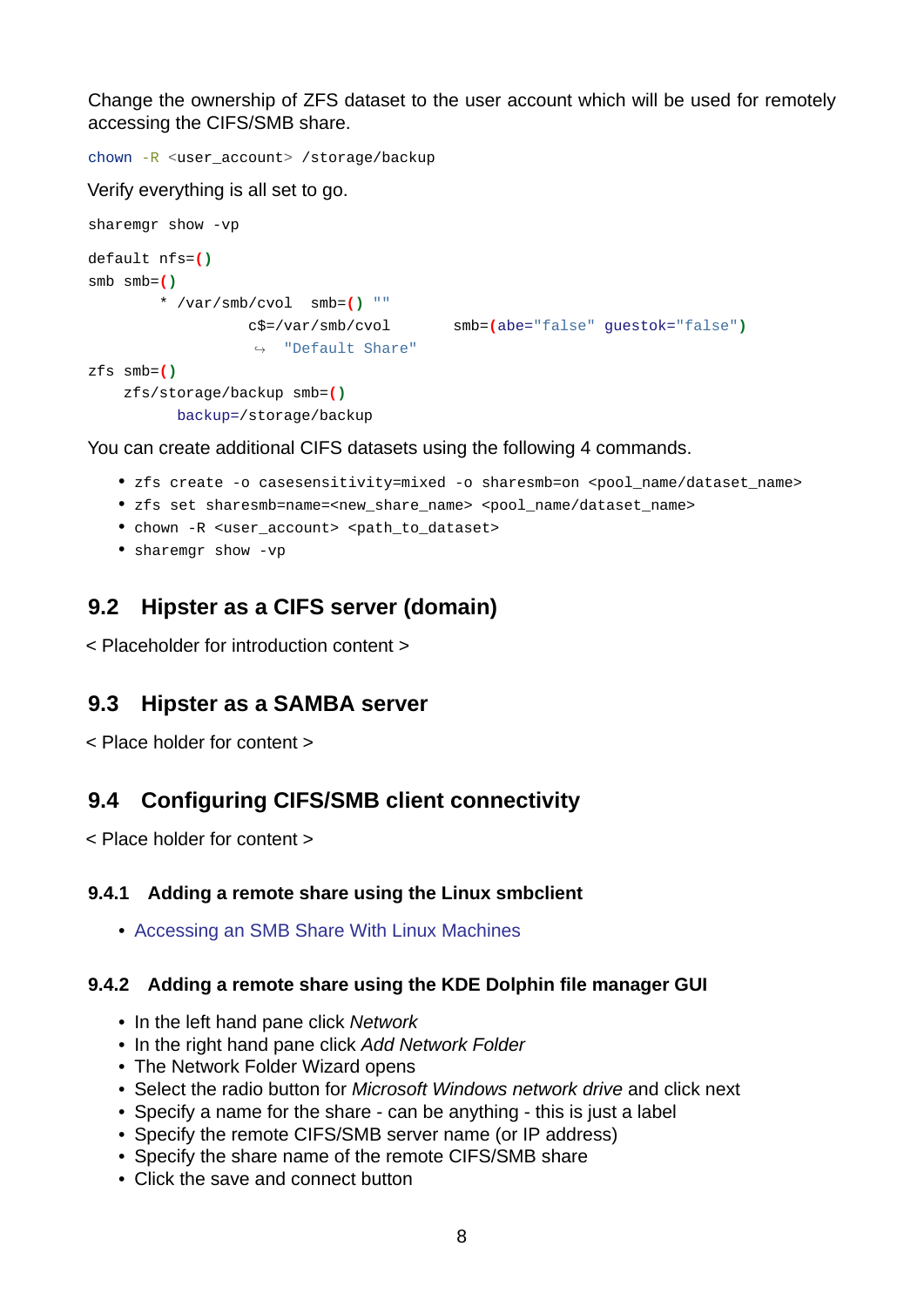Change the ownership of ZFS dataset to the user account which will be used for remotely accessing the CIFS/SMB share.

```
chown -R <user_account> /storage/backup
```

Verify everything is all set to go.

```
sharemgr show -vp
```

```
default nfs=()
smb smb=()
        * /var/smb/cvol  smb=() ""
                 c$=/var/smb/cvol       smb=(abe="false" guestok="false")
                  ↪  "Default Share"
zfs smb=()
    zfs/storage/backup smb=()
          backup=/storage/backup
```

You can create additional CIFS datasets using the following 4 commands.

- `zfs create -o casesensitivity=mixed -o sharesmb=on <pool_name/dataset_name>`
- `zfs set sharesmb=name=<new_share_name> <pool_name/dataset_name>`
- `chown -R <user_account> <path_to_dataset>`
- `sharemgr show -vp`

## 9.2 Hipster as a CIFS server (domain)

< Placeholder for introduction content >

## 9.3 Hipster as a SAMBA server

< Place holder for content >

## 9.4 Configuring CIFS/SMB client connectivity

< Place holder for content >

### 9.4.1 Adding a remote share using the Linux smbclient

- Accessing an SMB Share With Linux Machines

### 9.4.2 Adding a remote share using the KDE Dolphin file manager GUI

- In the left hand pane click *Network*
- In the right hand pane click *Add Network Folder*
- The Network Folder Wizard opens
- Select the radio button for *Microsoft Windows network drive* and click next
- Specify a name for the share - can be anything - this is just a label
- Specify the remote CIFS/SMB server name (or IP address)
- Specify the share name of the remote CIFS/SMB share
- Click the save and connect button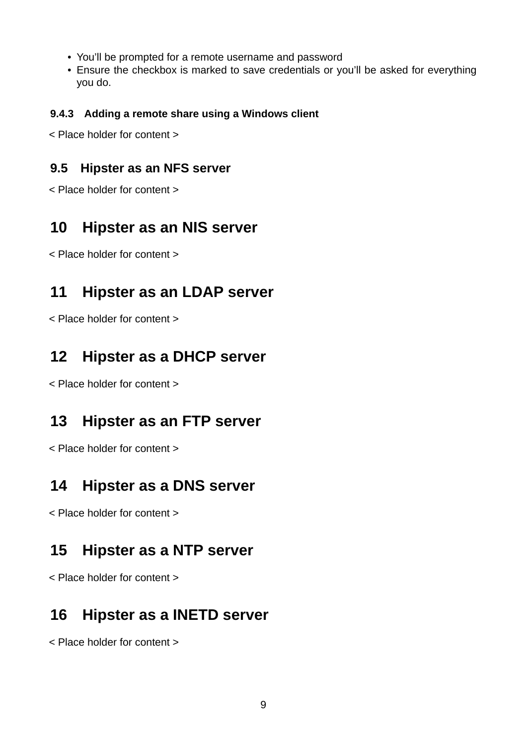- You'll be prompted for a remote username and password
- Ensure the checkbox is marked to save credentials or you'll be asked for everything you do.

#### 9.4.3 Adding a remote share using a Windows client

< Place holder for content >

### 9.5 Hipster as an NFS server

< Place holder for content >

## 10 Hipster as an NIS server

< Place holder for content >

## 11 Hipster as an LDAP server

< Place holder for content >

## 12 Hipster as a DHCP server

< Place holder for content >

## 13 Hipster as an FTP server

< Place holder for content >

## 14 Hipster as a DNS server

< Place holder for content >

## 15 Hipster as a NTP server

< Place holder for content >

## 16 Hipster as a INETD server

< Place holder for content >